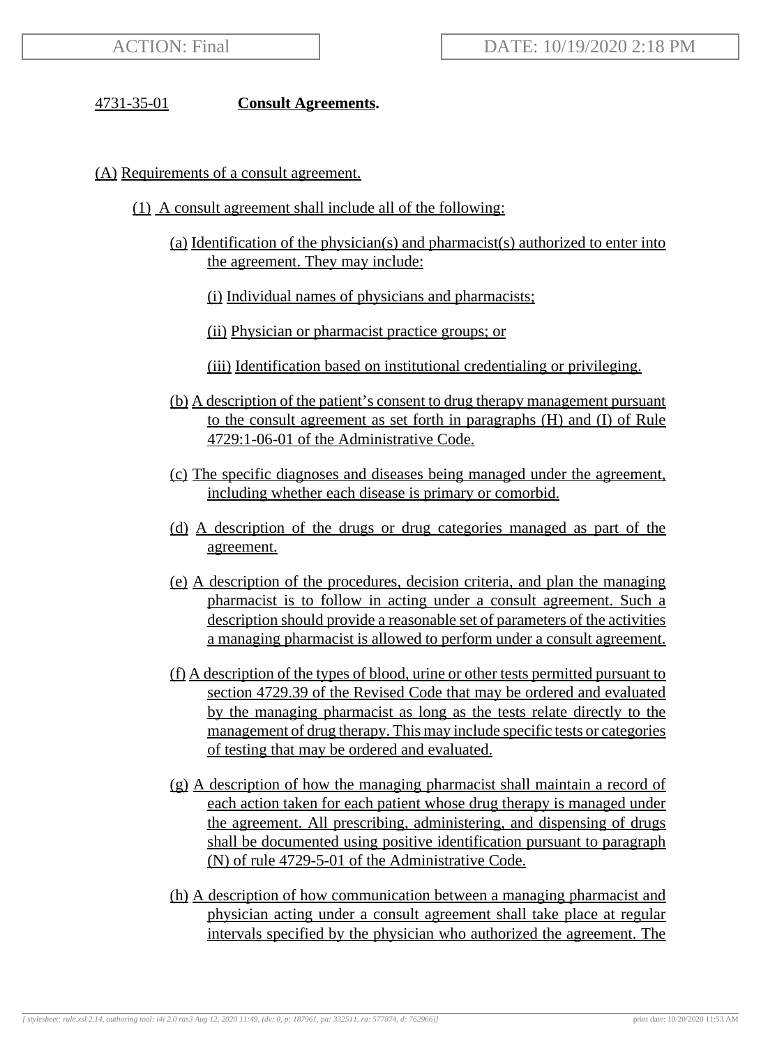ACTION: Final

DATE: 10/19/2020 2:18 PM

4731-35-01 **Consult Agreements.**

(A) Requirements of a consult agreement.

(1) A consult agreement shall include all of the following:

(a) Identification of the physician(s) and pharmacist(s) authorized to enter into the agreement. They may include:

(i) Individual names of physicians and pharmacists;

(ii) Physician or pharmacist practice groups; or

(iii) Identification based on institutional credentialing or privileging.

(b) A description of the patient's consent to drug therapy management pursuant to the consult agreement as set forth in paragraphs (H) and (I) of Rule 4729:1-06-01 of the Administrative Code.

(c) The specific diagnoses and diseases being managed under the agreement, including whether each disease is primary or comorbid.

(d) A description of the drugs or drug categories managed as part of the agreement.

(e) A description of the procedures, decision criteria, and plan the managing pharmacist is to follow in acting under a consult agreement. Such a description should provide a reasonable set of parameters of the activities a managing pharmacist is allowed to perform under a consult agreement.

(f) A description of the types of blood, urine or other tests permitted pursuant to section 4729.39 of the Revised Code that may be ordered and evaluated by the managing pharmacist as long as the tests relate directly to the management of drug therapy. This may include specific tests or categories of testing that may be ordered and evaluated.

(g) A description of how the managing pharmacist shall maintain a record of each action taken for each patient whose drug therapy is managed under the agreement. All prescribing, administering, and dispensing of drugs shall be documented using positive identification pursuant to paragraph (N) of rule 4729-5-01 of the Administrative Code.

(h) A description of how communication between a managing pharmacist and physician acting under a consult agreement shall take place at regular intervals specified by the physician who authorized the agreement. The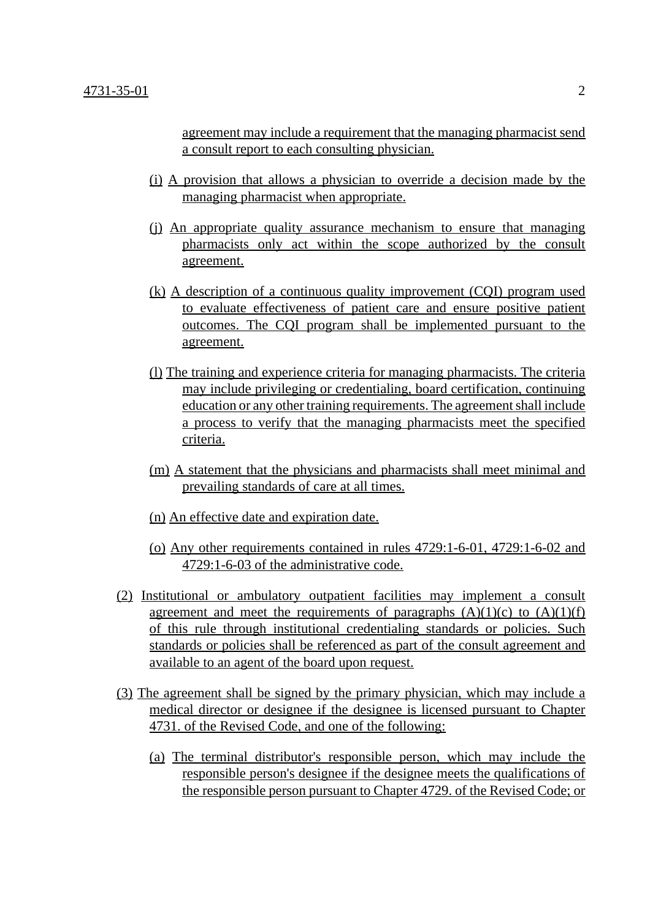agreement may include a requirement that the managing pharmacist send a consult report to each consulting physician.

(i) A provision that allows a physician to override a decision made by the managing pharmacist when appropriate.

(j) An appropriate quality assurance mechanism to ensure that managing pharmacists only act within the scope authorized by the consult agreement.

(k) A description of a continuous quality improvement (CQI) program used to evaluate effectiveness of patient care and ensure positive patient outcomes. The CQI program shall be implemented pursuant to the agreement.

(l) The training and experience criteria for managing pharmacists. The criteria may include privileging or credentialing, board certification, continuing education or any other training requirements. The agreement shall include a process to verify that the managing pharmacists meet the specified criteria.

(m) A statement that the physicians and pharmacists shall meet minimal and prevailing standards of care at all times.

(n) An effective date and expiration date.

(o) Any other requirements contained in rules 4729:1-6-01, 4729:1-6-02 and 4729:1-6-03 of the administrative code.

(2) Institutional or ambulatory outpatient facilities may implement a consult agreement and meet the requirements of paragraphs (A)(1)(c) to (A)(1)(f) of this rule through institutional credentialing standards or policies. Such standards or policies shall be referenced as part of the consult agreement and available to an agent of the board upon request.

(3) The agreement shall be signed by the primary physician, which may include a medical director or designee if the designee is licensed pursuant to Chapter 4731. of the Revised Code, and one of the following:

(a) The terminal distributor's responsible person, which may include the responsible person's designee if the designee meets the qualifications of the responsible person pursuant to Chapter 4729. of the Revised Code; or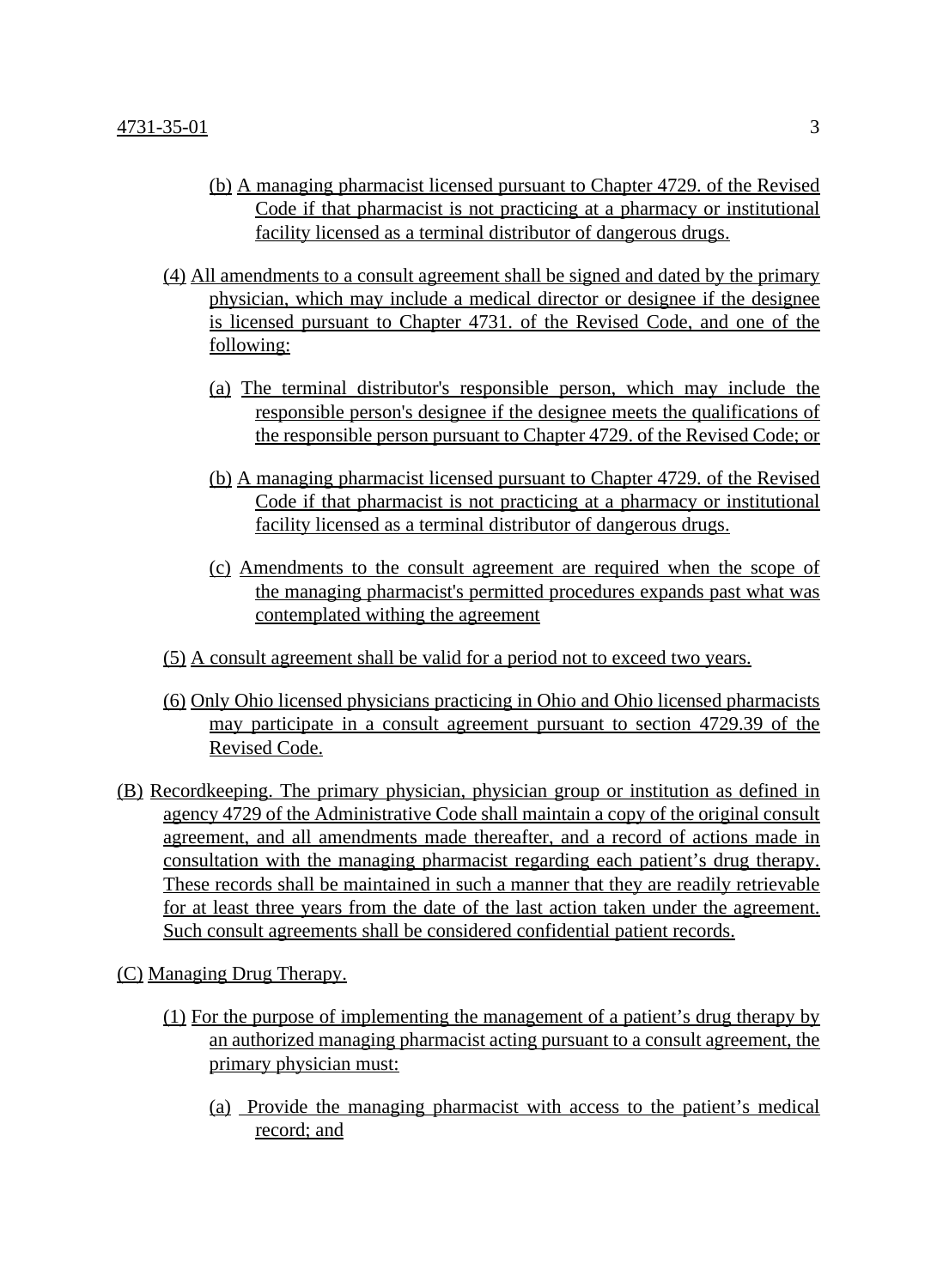(b) A managing pharmacist licensed pursuant to Chapter 4729. of the Revised Code if that pharmacist is not practicing at a pharmacy or institutional facility licensed as a terminal distributor of dangerous drugs.

(4) All amendments to a consult agreement shall be signed and dated by the primary physician, which may include a medical director or designee if the designee is licensed pursuant to Chapter 4731. of the Revised Code, and one of the following:

(a) The terminal distributor's responsible person, which may include the responsible person's designee if the designee meets the qualifications of the responsible person pursuant to Chapter 4729. of the Revised Code; or

(b) A managing pharmacist licensed pursuant to Chapter 4729. of the Revised Code if that pharmacist is not practicing at a pharmacy or institutional facility licensed as a terminal distributor of dangerous drugs.

(c) Amendments to the consult agreement are required when the scope of the managing pharmacist's permitted procedures expands past what was contemplated withing the agreement

(5) A consult agreement shall be valid for a period not to exceed two years.

(6) Only Ohio licensed physicians practicing in Ohio and Ohio licensed pharmacists may participate in a consult agreement pursuant to section 4729.39 of the Revised Code.

(B) Recordkeeping. The primary physician, physician group or institution as defined in agency 4729 of the Administrative Code shall maintain a copy of the original consult agreement, and all amendments made thereafter, and a record of actions made in consultation with the managing pharmacist regarding each patient's drug therapy. These records shall be maintained in such a manner that they are readily retrievable for at least three years from the date of the last action taken under the agreement. Such consult agreements shall be considered confidential patient records.

(C) Managing Drug Therapy.

(1) For the purpose of implementing the management of a patient's drug therapy by an authorized managing pharmacist acting pursuant to a consult agreement, the primary physician must:

(a) Provide the managing pharmacist with access to the patient's medical record; and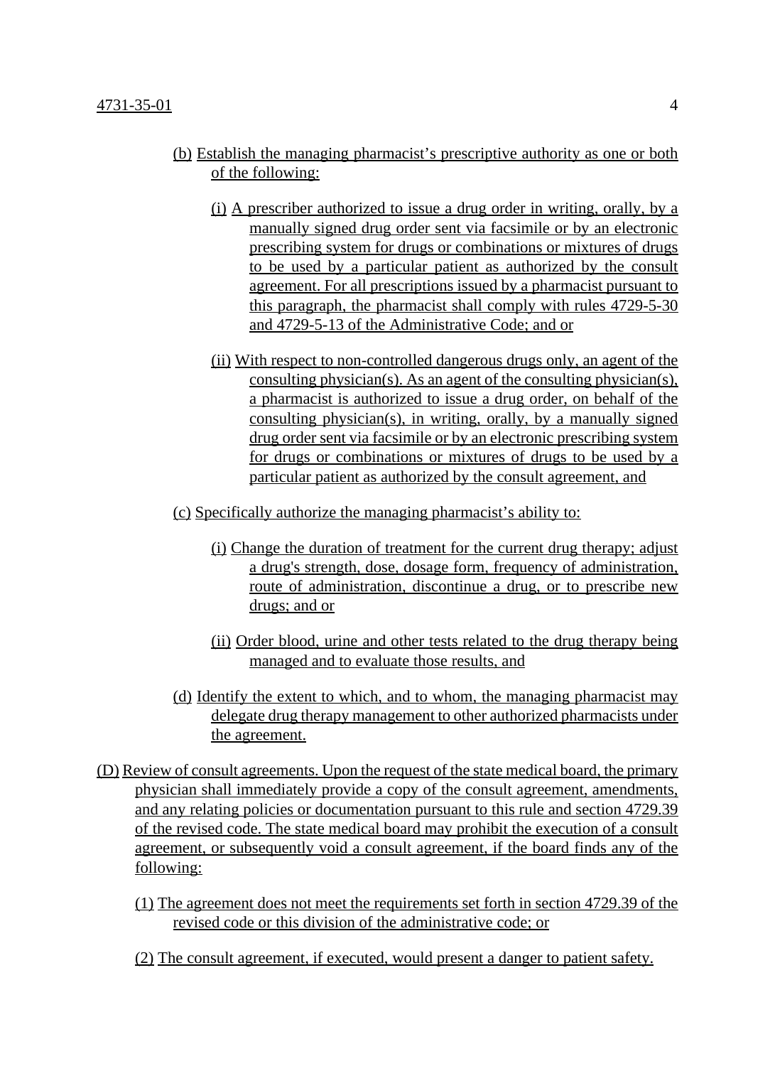(b) Establish the managing pharmacist's prescriptive authority as one or both of the following:

(i) A prescriber authorized to issue a drug order in writing, orally, by a manually signed drug order sent via facsimile or by an electronic prescribing system for drugs or combinations or mixtures of drugs to be used by a particular patient as authorized by the consult agreement. For all prescriptions issued by a pharmacist pursuant to this paragraph, the pharmacist shall comply with rules 4729-5-30 and 4729-5-13 of the Administrative Code; and or

(ii) With respect to non-controlled dangerous drugs only, an agent of the consulting physician(s). As an agent of the consulting physician(s), a pharmacist is authorized to issue a drug order, on behalf of the consulting physician(s), in writing, orally, by a manually signed drug order sent via facsimile or by an electronic prescribing system for drugs or combinations or mixtures of drugs to be used by a particular patient as authorized by the consult agreement, and

(c) Specifically authorize the managing pharmacist's ability to:

(i) Change the duration of treatment for the current drug therapy; adjust a drug's strength, dose, dosage form, frequency of administration, route of administration, discontinue a drug, or to prescribe new drugs; and or

(ii) Order blood, urine and other tests related to the drug therapy being managed and to evaluate those results, and

(d) Identify the extent to which, and to whom, the managing pharmacist may delegate drug therapy management to other authorized pharmacists under the agreement.

(D) Review of consult agreements. Upon the request of the state medical board, the primary physician shall immediately provide a copy of the consult agreement, amendments, and any relating policies or documentation pursuant to this rule and section 4729.39 of the revised code. The state medical board may prohibit the execution of a consult agreement, or subsequently void a consult agreement, if the board finds any of the following:

(1) The agreement does not meet the requirements set forth in section 4729.39 of the revised code or this division of the administrative code; or

(2) The consult agreement, if executed, would present a danger to patient safety.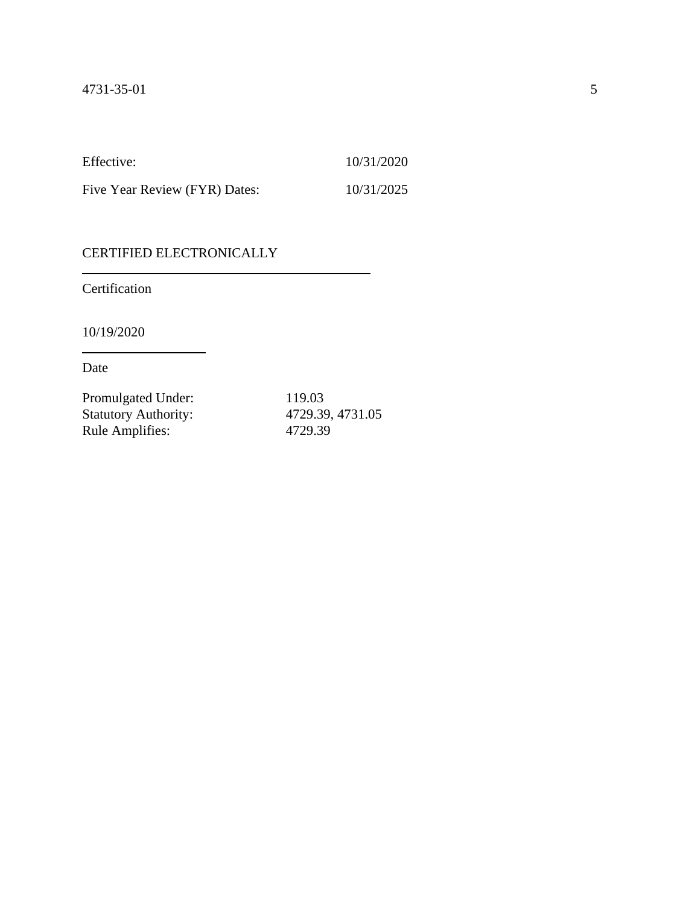Effective: 10/31/2020

Five Year Review (FYR) Dates: 10/31/2025

CERTIFIED ELECTRONICALLY

Certification

10/19/2020

Date

Promulgated Under: 119.03
Statutory Authority: 4729.39, 4731.05
Rule Amplifies: 4729.39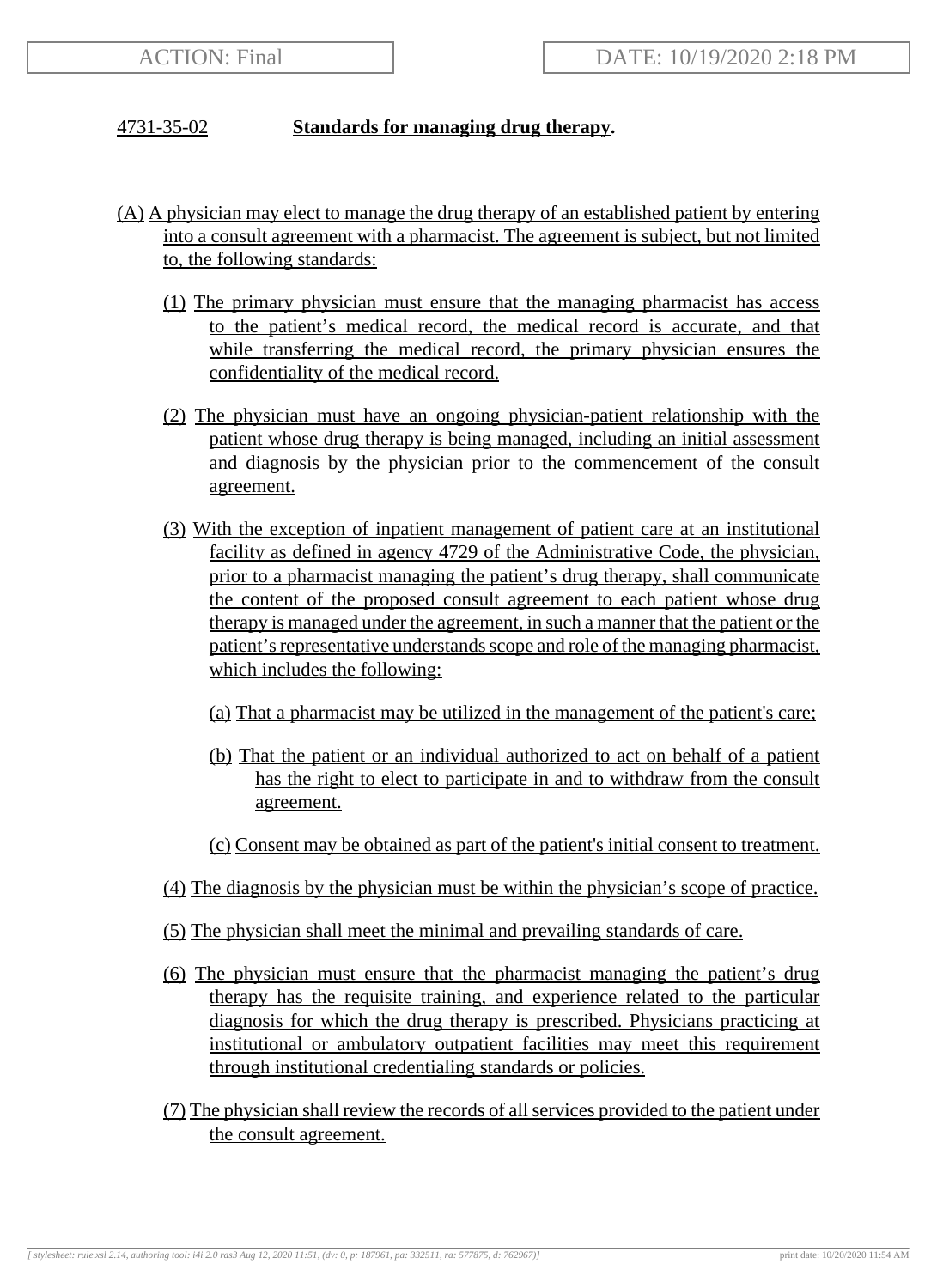4731-35-02 **Standards for managing drug therapy.**

(A) A physician may elect to manage the drug therapy of an established patient by entering into a consult agreement with a pharmacist. The agreement is subject, but not limited to, the following standards:

(1) The primary physician must ensure that the managing pharmacist has access to the patient's medical record, the medical record is accurate, and that while transferring the medical record, the primary physician ensures the confidentiality of the medical record.

(2) The physician must have an ongoing physician-patient relationship with the patient whose drug therapy is being managed, including an initial assessment and diagnosis by the physician prior to the commencement of the consult agreement.

(3) With the exception of inpatient management of patient care at an institutional facility as defined in agency 4729 of the Administrative Code, the physician, prior to a pharmacist managing the patient's drug therapy, shall communicate the content of the proposed consult agreement to each patient whose drug therapy is managed under the agreement, in such a manner that the patient or the patient's representative understands scope and role of the managing pharmacist, which includes the following:

(a) That a pharmacist may be utilized in the management of the patient's care;

(b) That the patient or an individual authorized to act on behalf of a patient has the right to elect to participate in and to withdraw from the consult agreement.

(c) Consent may be obtained as part of the patient's initial consent to treatment.

(4) The diagnosis by the physician must be within the physician's scope of practice.

(5) The physician shall meet the minimal and prevailing standards of care.

(6) The physician must ensure that the pharmacist managing the patient's drug therapy has the requisite training, and experience related to the particular diagnosis for which the drug therapy is prescribed. Physicians practicing at institutional or ambulatory outpatient facilities may meet this requirement through institutional credentialing standards or policies.

(7) The physician shall review the records of all services provided to the patient under the consult agreement.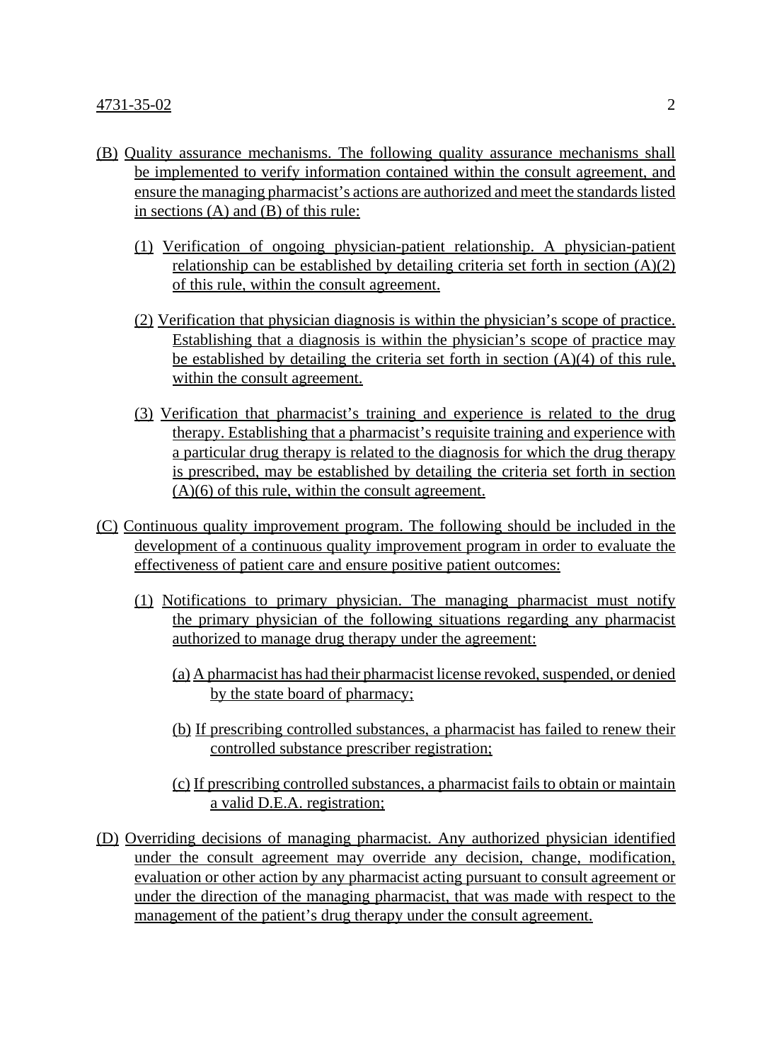(B) Quality assurance mechanisms. The following quality assurance mechanisms shall be implemented to verify information contained within the consult agreement, and ensure the managing pharmacist's actions are authorized and meet the standards listed in sections (A) and (B) of this rule:

(1) Verification of ongoing physician-patient relationship. A physician-patient relationship can be established by detailing criteria set forth in section (A)(2) of this rule, within the consult agreement.

(2) Verification that physician diagnosis is within the physician's scope of practice. Establishing that a diagnosis is within the physician's scope of practice may be established by detailing the criteria set forth in section (A)(4) of this rule, within the consult agreement.

(3) Verification that pharmacist's training and experience is related to the drug therapy. Establishing that a pharmacist's requisite training and experience with a particular drug therapy is related to the diagnosis for which the drug therapy is prescribed, may be established by detailing the criteria set forth in section (A)(6) of this rule, within the consult agreement.

(C) Continuous quality improvement program. The following should be included in the development of a continuous quality improvement program in order to evaluate the effectiveness of patient care and ensure positive patient outcomes:

(1) Notifications to primary physician. The managing pharmacist must notify the primary physician of the following situations regarding any pharmacist authorized to manage drug therapy under the agreement:

(a) A pharmacist has had their pharmacist license revoked, suspended, or denied by the state board of pharmacy;

(b) If prescribing controlled substances, a pharmacist has failed to renew their controlled substance prescriber registration;

(c) If prescribing controlled substances, a pharmacist fails to obtain or maintain a valid D.E.A. registration;

(D) Overriding decisions of managing pharmacist. Any authorized physician identified under the consult agreement may override any decision, change, modification, evaluation or other action by any pharmacist acting pursuant to consult agreement or under the direction of the managing pharmacist, that was made with respect to the management of the patient's drug therapy under the consult agreement.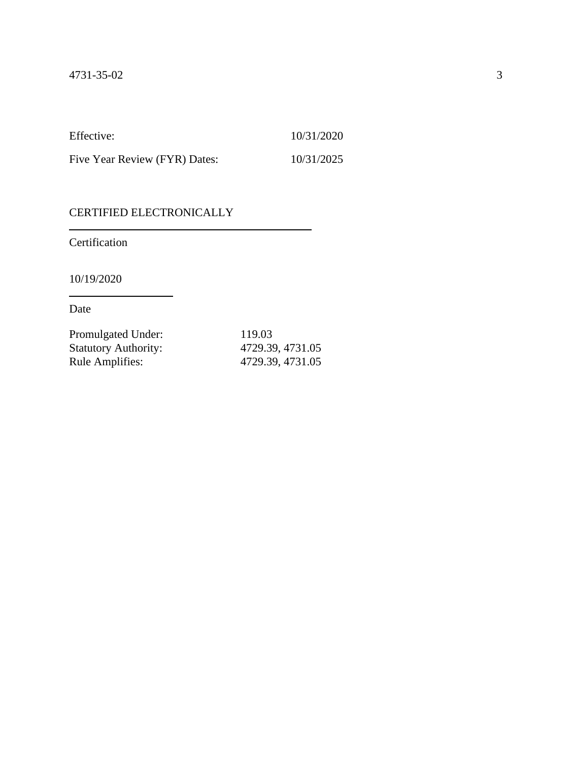Effective: 10/31/2020

Five Year Review (FYR) Dates: 10/31/2025

CERTIFIED ELECTRONICALLY

Certification

10/19/2020

Date

Promulgated Under: 119.03
Statutory Authority: 4729.39, 4731.05
Rule Amplifies: 4729.39, 4731.05